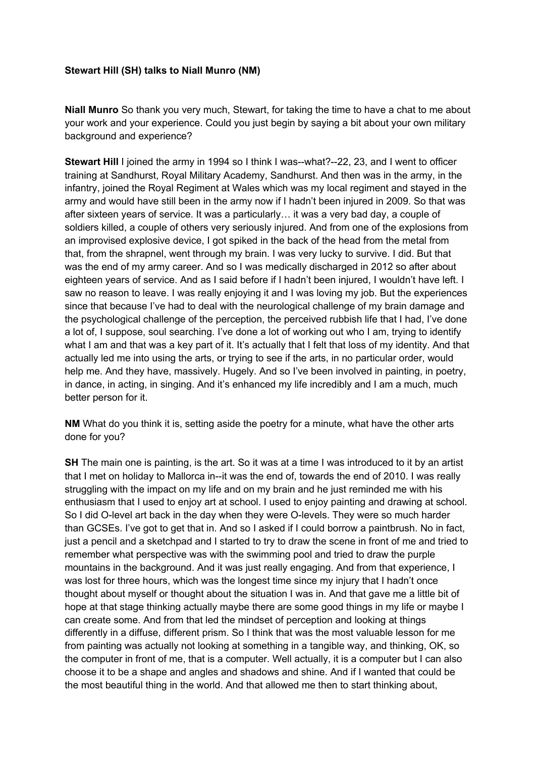**Stewart Hill (SH) talks to Niall Munro (NM)**

**Niall Munro** So thank you very much, Stewart, for taking the time to have a chat to me about your work and your experience. Could you just begin by saying a bit about your own military background and experience?

**Stewart Hill** I joined the army in 1994 so I think I was--what?--22, 23, and I went to officer training at Sandhurst, Royal Military Academy, Sandhurst. And then was in the army, in the infantry, joined the Royal Regiment at Wales which was my local regiment and stayed in the army and would have still been in the army now if I hadn't been injured in 2009. So that was after sixteen years of service. It was a particularly… it was a very bad day, a couple of soldiers killed, a couple of others very seriously injured. And from one of the explosions from an improvised explosive device, I got spiked in the back of the head from the metal from that, from the shrapnel, went through my brain. I was very lucky to survive. I did. But that was the end of my army career. And so I was medically discharged in 2012 so after about eighteen years of service. And as I said before if I hadn't been injured, I wouldn't have left. I saw no reason to leave. I was really enjoying it and I was loving my job. But the experiences since that because I've had to deal with the neurological challenge of my brain damage and the psychological challenge of the perception, the perceived rubbish life that I had, I've done a lot of, I suppose, soul searching. I've done a lot of working out who I am, trying to identify what I am and that was a key part of it. It's actually that I felt that loss of my identity. And that actually led me into using the arts, or trying to see if the arts, in no particular order, would help me. And they have, massively. Hugely. And so I've been involved in painting, in poetry, in dance, in acting, in singing. And it's enhanced my life incredibly and I am a much, much better person for it.

**NM** What do you think it is, setting aside the poetry for a minute, what have the other arts done for you?

**SH** The main one is painting, is the art. So it was at a time I was introduced to it by an artist that I met on holiday to Mallorca in--it was the end of, towards the end of 2010. I was really struggling with the impact on my life and on my brain and he just reminded me with his enthusiasm that I used to enjoy art at school. I used to enjoy painting and drawing at school. So I did O-level art back in the day when they were O-levels. They were so much harder than GCSEs. I've got to get that in. And so I asked if I could borrow a paintbrush. No in fact, just a pencil and a sketchpad and I started to try to draw the scene in front of me and tried to remember what perspective was with the swimming pool and tried to draw the purple mountains in the background. And it was just really engaging. And from that experience, I was lost for three hours, which was the longest time since my injury that I hadn't once thought about myself or thought about the situation I was in. And that gave me a little bit of hope at that stage thinking actually maybe there are some good things in my life or maybe I can create some. And from that led the mindset of perception and looking at things differently in a diffuse, different prism. So I think that was the most valuable lesson for me from painting was actually not looking at something in a tangible way, and thinking, OK, so the computer in front of me, that is a computer. Well actually, it is a computer but I can also choose it to be a shape and angles and shadows and shine. And if I wanted that could be the most beautiful thing in the world. And that allowed me then to start thinking about,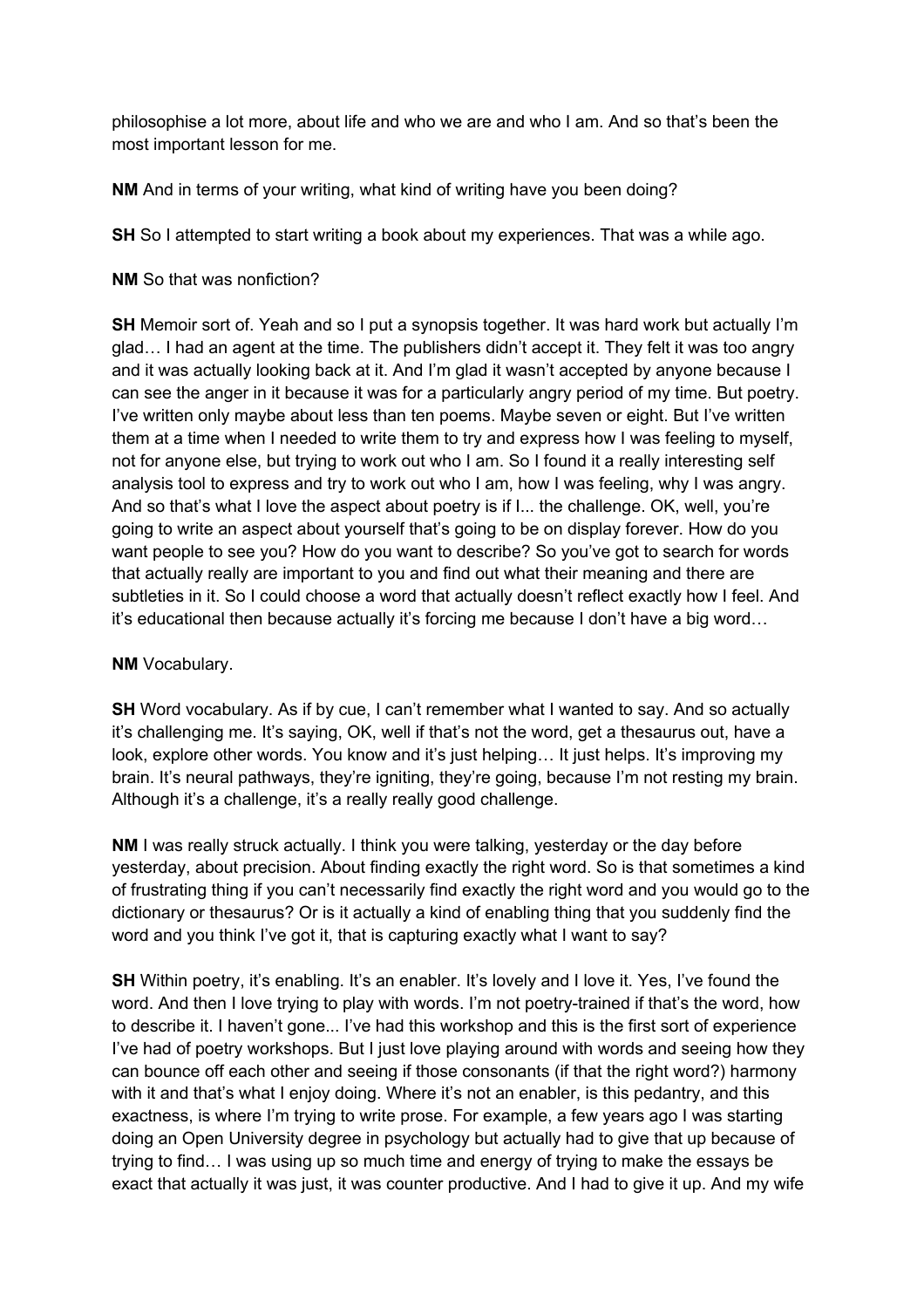philosophise a lot more, about life and who we are and who I am. And so that's been the most important lesson for me.

**NM** And in terms of your writing, what kind of writing have you been doing?

**SH** So I attempted to start writing a book about my experiences. That was a while ago.

**NM** So that was nonfiction?

**SH** Memoir sort of. Yeah and so I put a synopsis together. It was hard work but actually I'm glad… I had an agent at the time. The publishers didn't accept it. They felt it was too angry and it was actually looking back at it. And I'm glad it wasn't accepted by anyone because I can see the anger in it because it was for a particularly angry period of my time. But poetry. I've written only maybe about less than ten poems. Maybe seven or eight. But I've written them at a time when I needed to write them to try and express how I was feeling to myself, not for anyone else, but trying to work out who I am. So I found it a really interesting self analysis tool to express and try to work out who I am, how I was feeling, why I was angry. And so that's what I love the aspect about poetry is if I... the challenge. OK, well, you're going to write an aspect about yourself that's going to be on display forever. How do you want people to see you? How do you want to describe? So you've got to search for words that actually really are important to you and find out what their meaning and there are subtleties in it. So I could choose a word that actually doesn't reflect exactly how I feel. And it's educational then because actually it's forcing me because I don't have a big word…

**NM** Vocabulary.

**SH** Word vocabulary. As if by cue, I can't remember what I wanted to say. And so actually it's challenging me. It's saying, OK, well if that's not the word, get a thesaurus out, have a look, explore other words. You know and it's just helping… It just helps. It's improving my brain. It's neural pathways, they're igniting, they're going, because I'm not resting my brain. Although it's a challenge, it's a really really good challenge.

**NM** I was really struck actually. I think you were talking, yesterday or the day before yesterday, about precision. About finding exactly the right word. So is that sometimes a kind of frustrating thing if you can't necessarily find exactly the right word and you would go to the dictionary or thesaurus? Or is it actually a kind of enabling thing that you suddenly find the word and you think I've got it, that is capturing exactly what I want to say?

**SH** Within poetry, it's enabling. It's an enabler. It's lovely and I love it. Yes, I've found the word. And then I love trying to play with words. I'm not poetry-trained if that's the word, how to describe it. I haven't gone... I've had this workshop and this is the first sort of experience I've had of poetry workshops. But I just love playing around with words and seeing how they can bounce off each other and seeing if those consonants (if that the right word?) harmony with it and that's what I enjoy doing. Where it's not an enabler, is this pedantry, and this exactness, is where I'm trying to write prose. For example, a few years ago I was starting doing an Open University degree in psychology but actually had to give that up because of trying to find… I was using up so much time and energy of trying to make the essays be exact that actually it was just, it was counter productive. And I had to give it up. And my wife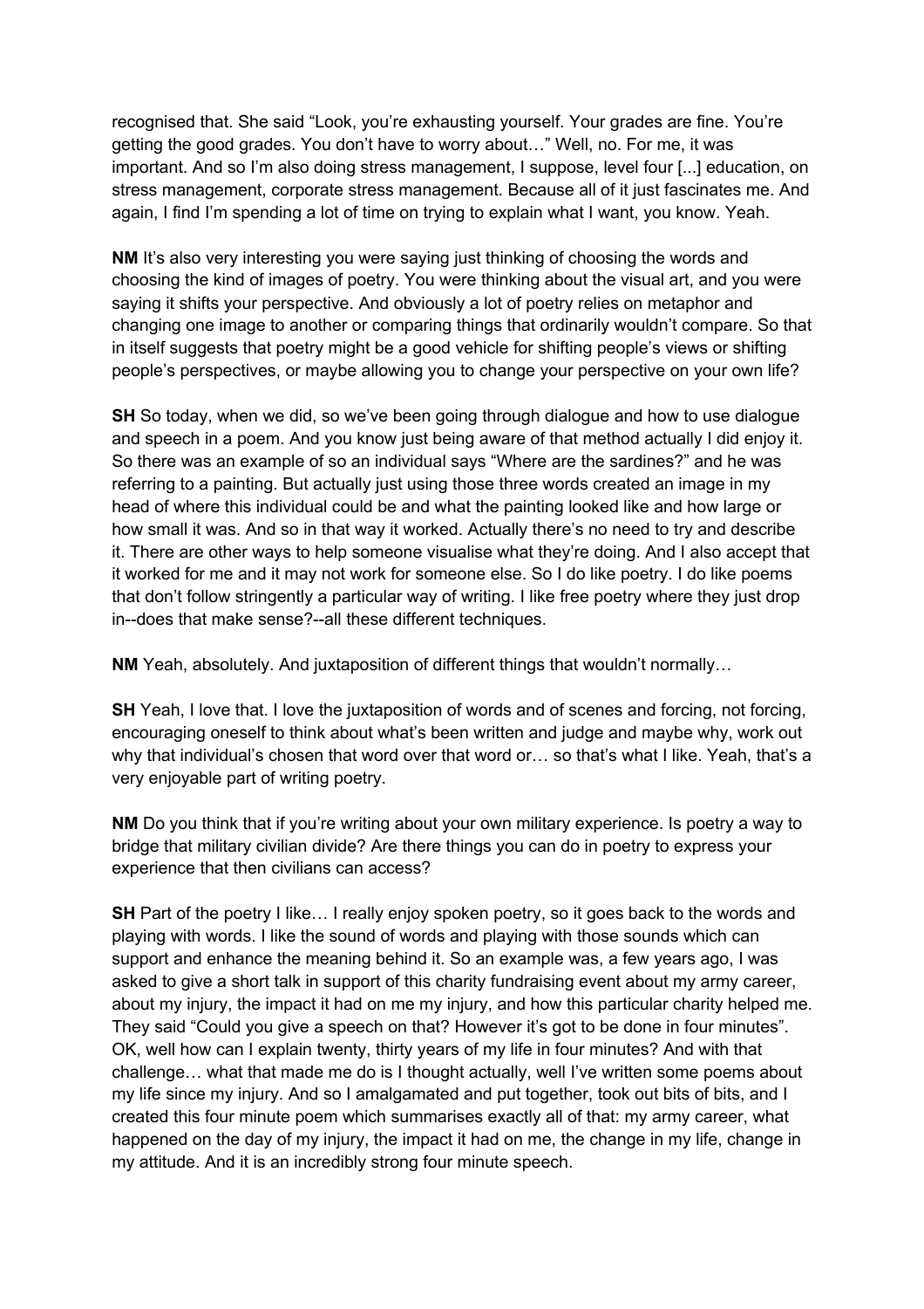recognised that. She said "Look, you're exhausting yourself. Your grades are fine. You're getting the good grades. You don't have to worry about…" Well, no. For me, it was important. And so I'm also doing stress management, I suppose, level four [...] education, on stress management, corporate stress management. Because all of it just fascinates me. And again, I find I'm spending a lot of time on trying to explain what I want, you know. Yeah.

**NM** It's also very interesting you were saying just thinking of choosing the words and choosing the kind of images of poetry. You were thinking about the visual art, and you were saying it shifts your perspective. And obviously a lot of poetry relies on metaphor and changing one image to another or comparing things that ordinarily wouldn't compare. So that in itself suggests that poetry might be a good vehicle for shifting people's views or shifting people's perspectives, or maybe allowing you to change your perspective on your own life?

**SH** So today, when we did, so we've been going through dialogue and how to use dialogue and speech in a poem. And you know just being aware of that method actually I did enjoy it. So there was an example of so an individual says "Where are the sardines?" and he was referring to a painting. But actually just using those three words created an image in my head of where this individual could be and what the painting looked like and how large or how small it was. And so in that way it worked. Actually there's no need to try and describe it. There are other ways to help someone visualise what they're doing. And I also accept that it worked for me and it may not work for someone else. So I do like poetry. I do like poems that don't follow stringently a particular way of writing. I like free poetry where they just drop in--does that make sense?--all these different techniques.

**NM** Yeah, absolutely. And juxtaposition of different things that wouldn't normally…

**SH** Yeah, I love that. I love the juxtaposition of words and of scenes and forcing, not forcing, encouraging oneself to think about what's been written and judge and maybe why, work out why that individual's chosen that word over that word or… so that's what I like. Yeah, that's a very enjoyable part of writing poetry.

**NM** Do you think that if you're writing about your own military experience. Is poetry a way to bridge that military civilian divide? Are there things you can do in poetry to express your experience that then civilians can access?

**SH** Part of the poetry I like… I really enjoy spoken poetry, so it goes back to the words and playing with words. I like the sound of words and playing with those sounds which can support and enhance the meaning behind it. So an example was, a few years ago, I was asked to give a short talk in support of this charity fundraising event about my army career, about my injury, the impact it had on me my injury, and how this particular charity helped me. They said "Could you give a speech on that? However it's got to be done in four minutes". OK, well how can I explain twenty, thirty years of my life in four minutes? And with that challenge… what that made me do is I thought actually, well I've written some poems about my life since my injury. And so I amalgamated and put together, took out bits of bits, and I created this four minute poem which summarises exactly all of that: my army career, what happened on the day of my injury, the impact it had on me, the change in my life, change in my attitude. And it is an incredibly strong four minute speech.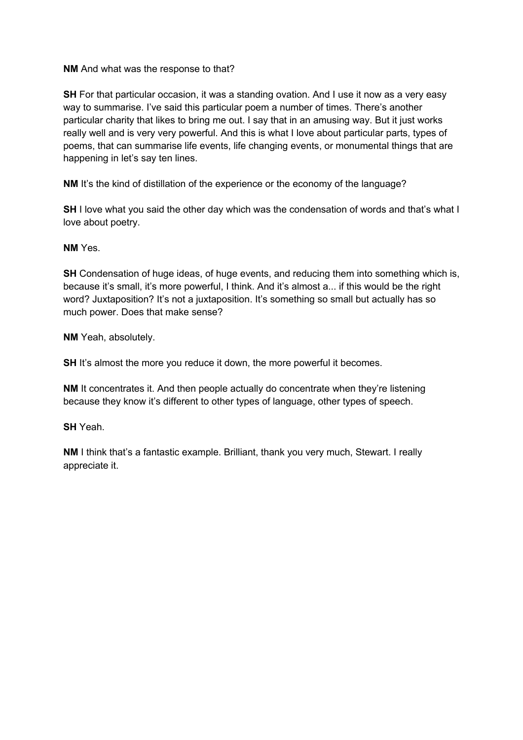**NM** And what was the response to that?

**SH** For that particular occasion, it was a standing ovation. And I use it now as a very easy way to summarise. I've said this particular poem a number of times. There's another particular charity that likes to bring me out. I say that in an amusing way. But it just works really well and is very very powerful. And this is what I love about particular parts, types of poems, that can summarise life events, life changing events, or monumental things that are happening in let's say ten lines.

**NM** It's the kind of distillation of the experience or the economy of the language?

**SH** I love what you said the other day which was the condensation of words and that's what I love about poetry.

**NM** Yes.

**SH** Condensation of huge ideas, of huge events, and reducing them into something which is, because it's small, it's more powerful, I think. And it's almost a... if this would be the right word? Juxtaposition? It's not a juxtaposition. It's something so small but actually has so much power. Does that make sense?

**NM** Yeah, absolutely.

**SH** It's almost the more you reduce it down, the more powerful it becomes.

**NM** It concentrates it. And then people actually do concentrate when they're listening because they know it's different to other types of language, other types of speech.

**SH** Yeah.

**NM** I think that's a fantastic example. Brilliant, thank you very much, Stewart. I really appreciate it.